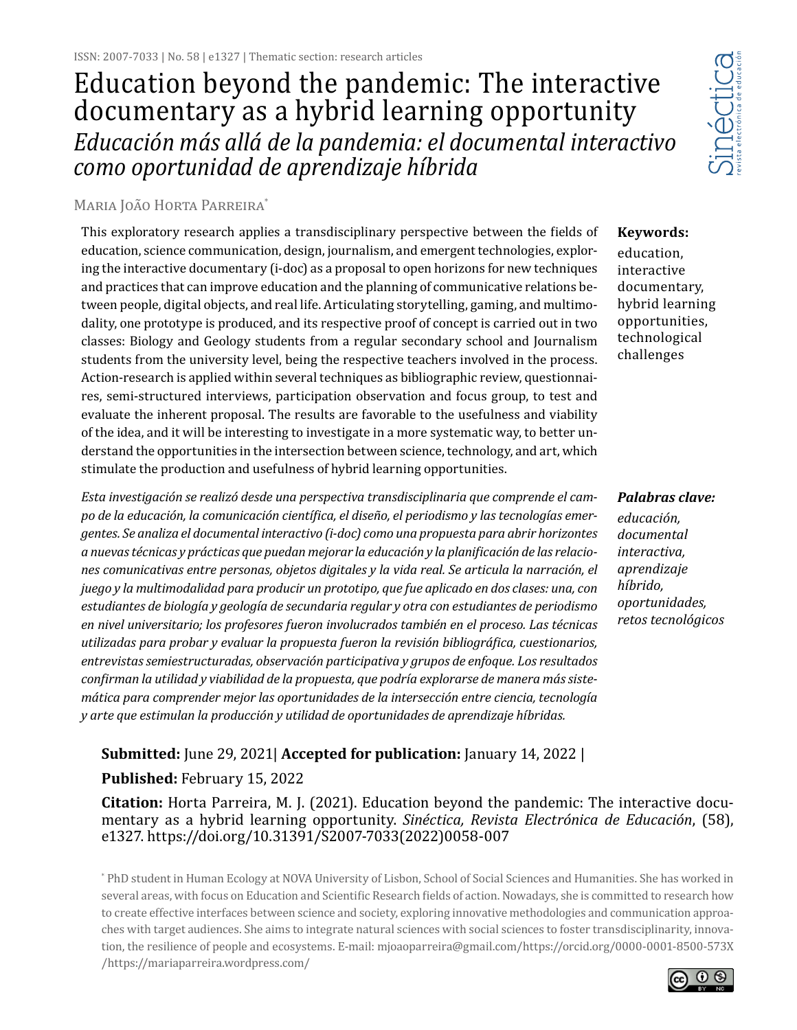ISSN: 2007-7033 | No. 58 | e1327 | Thematic section: research articles

# Education beyond the pandemic: The interactive documentary as a hybrid learning opportunity

## *Educación más allá de la pandemia: el documental interactivo como oportunidad de aprendizaje híbrida*

Maria João Horta Parreira*

This exploratory research applies a transdisciplinary perspective between the fields of education, science communication, design, journalism, and emergent technologies, exploring the interactive documentary (i-doc) as a proposal to open horizons for new techniques and practices that can improve education and the planning of communicative relations between people, digital objects, and real life. Articulating storytelling, gaming, and multimodality, one prototype is produced, and its respective proof of concept is carried out in two classes: Biology and Geology students from a regular secondary school and Journalism students from the university level, being the respective teachers involved in the process. Action-research is applied within several techniques as bibliographic review, questionnaires, semi-structured interviews, participation observation and focus group, to test and evaluate the inherent proposal. The results are favorable to the usefulness and viability of the idea, and it will be interesting to investigate in a more systematic way, to better understand the opportunities in the intersection between science, technology, and art, which stimulate the production and usefulness of hybrid learning opportunities.

**Keywords:** education, interactive documentary, hybrid learning opportunities, technological challenges

*Esta investigación se realizó desde una perspectiva transdisciplinaria que comprende el campo de la educación, la comunicación científica, el diseño, el periodismo y las tecnologías emergentes. Se analiza el documental interactivo (i-doc) como una propuesta para abrir horizontes a nuevas técnicas y prácticas que puedan mejorar la educación y la planificación de las relaciones comunicativas entre personas, objetos digitales y la vida real. Se articula la narración, el juego y la multimodalidad para producir un prototipo, que fue aplicado en dos clases: una, con estudiantes de biología y geología de secundaria regular y otra con estudiantes de periodismo en nivel universitario; los profesores fueron involucrados también en el proceso. Las técnicas utilizadas para probar y evaluar la propuesta fueron la revisión bibliográfica, cuestionarios, entrevistas semiestructuradas, observación participativa y grupos de enfoque. Los resultados confirman la utilidad y viabilidad de la propuesta, que podría explorarse de manera más sistemática para comprender mejor las oportunidades de la intersección entre ciencia, tecnología y arte que estimulan la producción y utilidad de oportunidades de aprendizaje híbridas.*

***Palabras clave:*** *educación, documental interactiva, aprendizaje híbrido, oportunidades, retos tecnológicos*

**Submitted:** June 29, 2021| **Accepted for publication:** January 14, 2022 |

**Published:** February 15, 2022

**Citation:** Horta Parreira, M. J. (2021). Education beyond the pandemic: The interactive documentary as a hybrid learning opportunity. *Sinéctica, Revista Electrónica de Educación*, (58), e1327. https://doi.org/10.31391/S2007-7033(2022)0058-007

\* PhD student in Human Ecology at NOVA University of Lisbon, School of Social Sciences and Humanities. She has worked in several areas, with focus on Education and Scientific Research fields of action. Nowadays, she is committed to research how to create effective interfaces between science and society, exploring innovative methodologies and communication approaches with target audiences. She aims to integrate natural sciences with social sciences to foster transdisciplinarity, innovation, the resilience of people and ecosystems. E-mail: mjoaoparreira@gmail.com/https://orcid.org/0000-0001-8500-573X /https://mariaparreira.wordpress.com/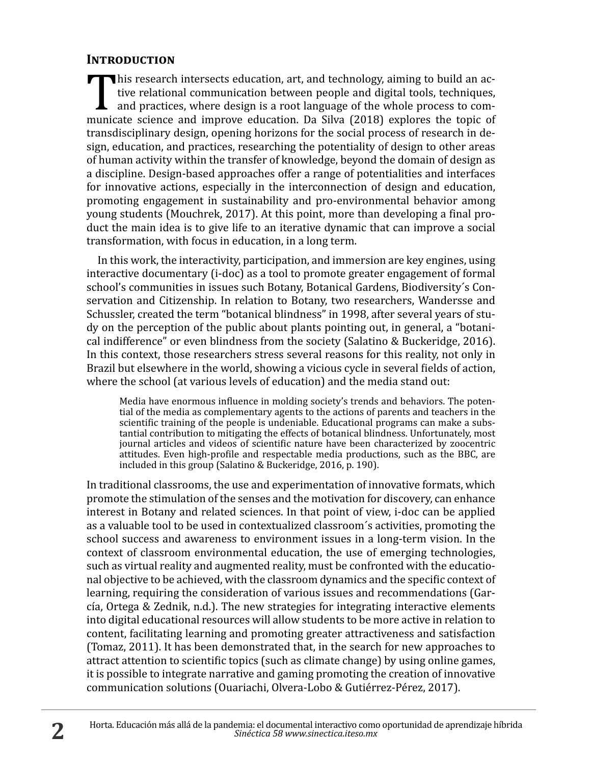## Introduction

This research intersects education, art, and technology, aiming to build an active relational communication between people and digital tools, techniques, and practices, where design is a root language of the whole process to communicate science and improve education. Da Silva (2018) explores the topic of transdisciplinary design, opening horizons for the social process of research in design, education, and practices, researching the potentiality of design to other areas of human activity within the transfer of knowledge, beyond the domain of design as a discipline. Design-based approaches offer a range of potentialities and interfaces for innovative actions, especially in the interconnection of design and education, promoting engagement in sustainability and pro-environmental behavior among young students (Mouchrek, 2017). At this point, more than developing a final product the main idea is to give life to an iterative dynamic that can improve a social transformation, with focus in education, in a long term.

In this work, the interactivity, participation, and immersion are key engines, using interactive documentary (i-doc) as a tool to promote greater engagement of formal school's communities in issues such Botany, Botanical Gardens, Biodiversity´s Conservation and Citizenship. In relation to Botany, two researchers, Wandersse and Schussler, created the term "botanical blindness" in 1998, after several years of study on the perception of the public about plants pointing out, in general, a "botanical indifference" or even blindness from the society (Salatino & Buckeridge, 2016). In this context, those researchers stress several reasons for this reality, not only in Brazil but elsewhere in the world, showing a vicious cycle in several fields of action, where the school (at various levels of education) and the media stand out:

> Media have enormous influence in molding society's trends and behaviors. The potential of the media as complementary agents to the actions of parents and teachers in the scientific training of the people is undeniable. Educational programs can make a substantial contribution to mitigating the effects of botanical blindness. Unfortunately, most journal articles and videos of scientific nature have been characterized by zoocentric attitudes. Even high-profile and respectable media productions, such as the BBC, are included in this group (Salatino & Buckeridge, 2016, p. 190).

In traditional classrooms, the use and experimentation of innovative formats, which promote the stimulation of the senses and the motivation for discovery, can enhance interest in Botany and related sciences. In that point of view, i-doc can be applied as a valuable tool to be used in contextualized classroom´s activities, promoting the school success and awareness to environment issues in a long-term vision. In the context of classroom environmental education, the use of emerging technologies, such as virtual reality and augmented reality, must be confronted with the educational objective to be achieved, with the classroom dynamics and the specific context of learning, requiring the consideration of various issues and recommendations (García, Ortega & Zednik, n.d.). The new strategies for integrating interactive elements into digital educational resources will allow students to be more active in relation to content, facilitating learning and promoting greater attractiveness and satisfaction (Tomaz, 2011). It has been demonstrated that, in the search for new approaches to attract attention to scientific topics (such as climate change) by using online games, it is possible to integrate narrative and gaming promoting the creation of innovative communication solutions (Ouariachi, Olvera-Lobo & Gutiérrez-Pérez, 2017).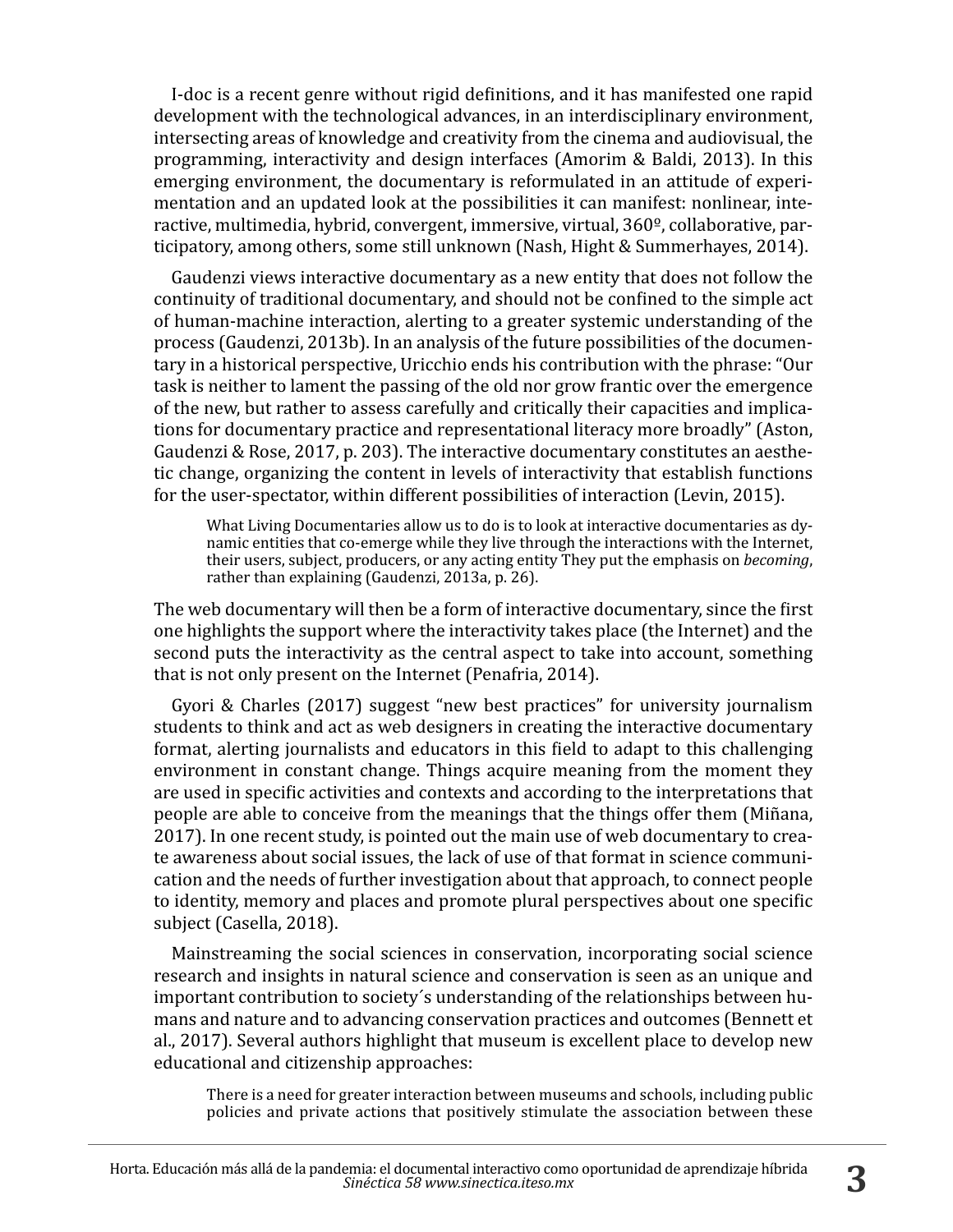I-doc is a recent genre without rigid definitions, and it has manifested one rapid development with the technological advances, in an interdisciplinary environment, intersecting areas of knowledge and creativity from the cinema and audiovisual, the programming, interactivity and design interfaces (Amorim & Baldi, 2013). In this emerging environment, the documentary is reformulated in an attitude of experimentation and an updated look at the possibilities it can manifest: nonlinear, interactive, multimedia, hybrid, convergent, immersive, virtual, 360º, collaborative, participatory, among others, some still unknown (Nash, Hight & Summerhayes, 2014).

Gaudenzi views interactive documentary as a new entity that does not follow the continuity of traditional documentary, and should not be confined to the simple act of human-machine interaction, alerting to a greater systemic understanding of the process (Gaudenzi, 2013b). In an analysis of the future possibilities of the documentary in a historical perspective, Uricchio ends his contribution with the phrase: "Our task is neither to lament the passing of the old nor grow frantic over the emergence of the new, but rather to assess carefully and critically their capacities and implications for documentary practice and representational literacy more broadly" (Aston, Gaudenzi & Rose, 2017, p. 203). The interactive documentary constitutes an aesthetic change, organizing the content in levels of interactivity that establish functions for the user-spectator, within different possibilities of interaction (Levin, 2015).

> What Living Documentaries allow us to do is to look at interactive documentaries as dynamic entities that co-emerge while they live through the interactions with the Internet, their users, subject, producers, or any acting entity They put the emphasis on *becoming*, rather than explaining (Gaudenzi, 2013a, p. 26).

The web documentary will then be a form of interactive documentary, since the first one highlights the support where the interactivity takes place (the Internet) and the second puts the interactivity as the central aspect to take into account, something that is not only present on the Internet (Penafria, 2014).

Gyori & Charles (2017) suggest "new best practices" for university journalism students to think and act as web designers in creating the interactive documentary format, alerting journalists and educators in this field to adapt to this challenging environment in constant change. Things acquire meaning from the moment they are used in specific activities and contexts and according to the interpretations that people are able to conceive from the meanings that the things offer them (Miñana, 2017). In one recent study, is pointed out the main use of web documentary to create awareness about social issues, the lack of use of that format in science communication and the needs of further investigation about that approach, to connect people to identity, memory and places and promote plural perspectives about one specific subject (Casella, 2018).

Mainstreaming the social sciences in conservation, incorporating social science research and insights in natural science and conservation is seen as an unique and important contribution to society´s understanding of the relationships between humans and nature and to advancing conservation practices and outcomes (Bennett et al., 2017). Several authors highlight that museum is excellent place to develop new educational and citizenship approaches:

> There is a need for greater interaction between museums and schools, including public policies and private actions that positively stimulate the association between these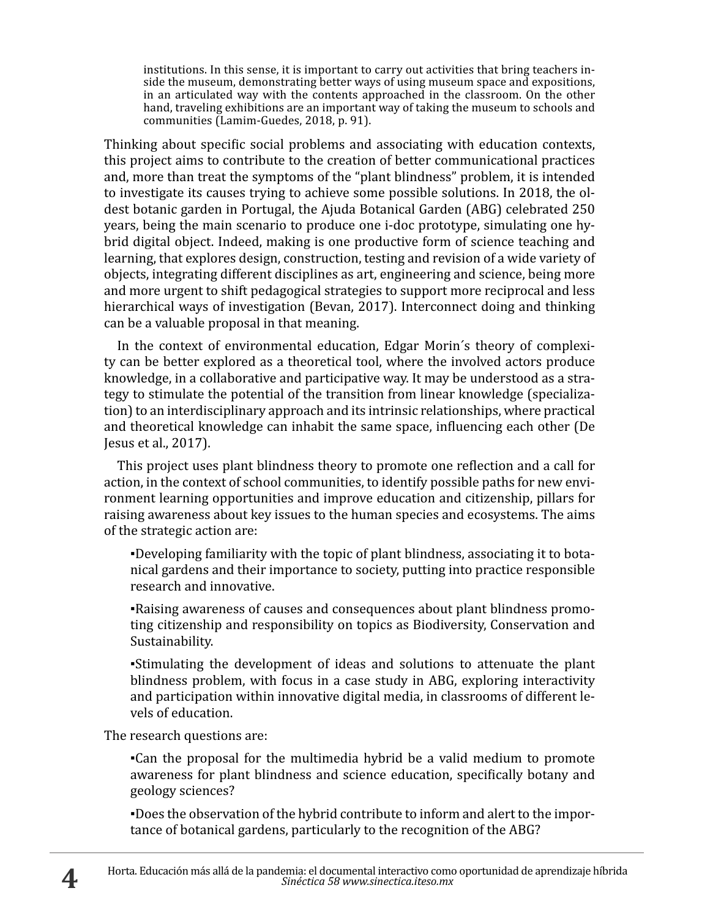> institutions. In this sense, it is important to carry out activities that bring teachers inside the museum, demonstrating better ways of using museum space and expositions, in an articulated way with the contents approached in the classroom. On the other hand, traveling exhibitions are an important way of taking the museum to schools and communities (Lamim-Guedes, 2018, p. 91).

Thinking about specific social problems and associating with education contexts, this project aims to contribute to the creation of better communicational practices and, more than treat the symptoms of the "plant blindness" problem, it is intended to investigate its causes trying to achieve some possible solutions. In 2018, the oldest botanic garden in Portugal, the Ajuda Botanical Garden (ABG) celebrated 250 years, being the main scenario to produce one i-doc prototype, simulating one hybrid digital object. Indeed, making is one productive form of science teaching and learning, that explores design, construction, testing and revision of a wide variety of objects, integrating different disciplines as art, engineering and science, being more and more urgent to shift pedagogical strategies to support more reciprocal and less hierarchical ways of investigation (Bevan, 2017). Interconnect doing and thinking can be a valuable proposal in that meaning.

In the context of environmental education, Edgar Morin´s theory of complexity can be better explored as a theoretical tool, where the involved actors produce knowledge, in a collaborative and participative way. It may be understood as a strategy to stimulate the potential of the transition from linear knowledge (specialization) to an interdisciplinary approach and its intrinsic relationships, where practical and theoretical knowledge can inhabit the same space, influencing each other (De Jesus et al., 2017).

This project uses plant blindness theory to promote one reflection and a call for action, in the context of school communities, to identify possible paths for new environment learning opportunities and improve education and citizenship, pillars for raising awareness about key issues to the human species and ecosystems. The aims of the strategic action are:

- Developing familiarity with the topic of plant blindness, associating it to botanical gardens and their importance to society, putting into practice responsible research and innovative.
- Raising awareness of causes and consequences about plant blindness promoting citizenship and responsibility on topics as Biodiversity, Conservation and Sustainability.
- Stimulating the development of ideas and solutions to attenuate the plant blindness problem, with focus in a case study in ABG, exploring interactivity and participation within innovative digital media, in classrooms of different levels of education.

The research questions are:

- Can the proposal for the multimedia hybrid be a valid medium to promote awareness for plant blindness and science education, specifically botany and geology sciences?
- Does the observation of the hybrid contribute to inform and alert to the importance of botanical gardens, particularly to the recognition of the ABG?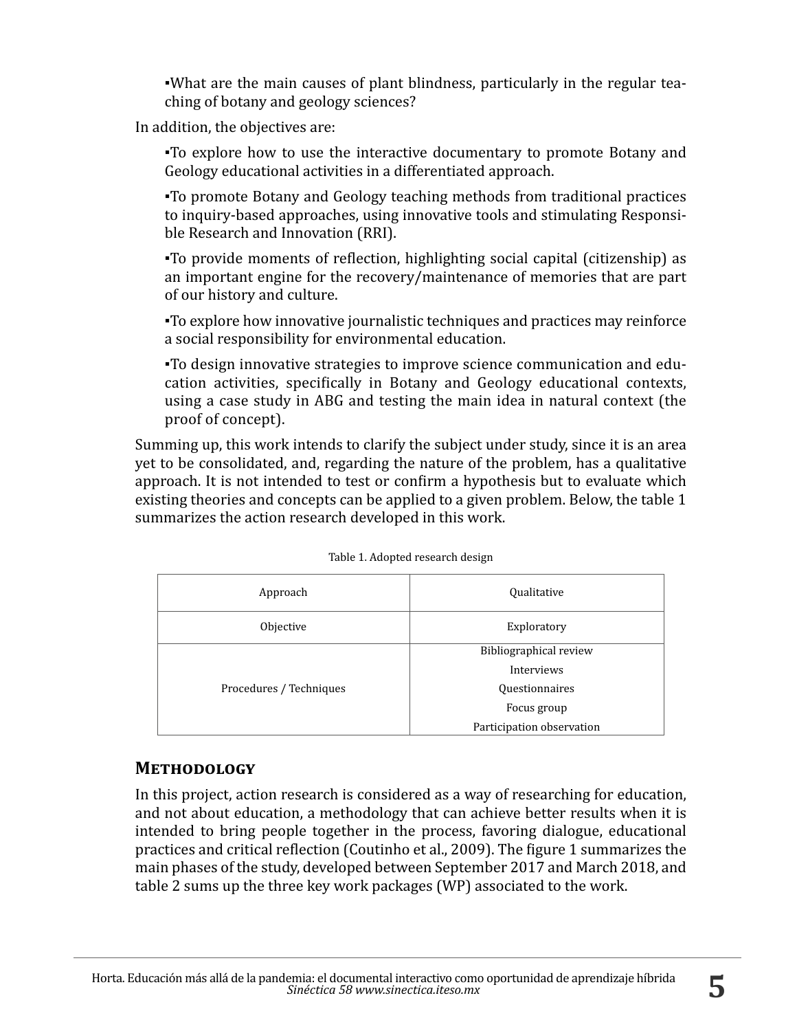- What are the main causes of plant blindness, particularly in the regular teaching of botany and geology sciences?

In addition, the objectives are:

- To explore how to use the interactive documentary to promote Botany and Geology educational activities in a differentiated approach.
- To promote Botany and Geology teaching methods from traditional practices to inquiry-based approaches, using innovative tools and stimulating Responsible Research and Innovation (RRI).
- To provide moments of reflection, highlighting social capital (citizenship) as an important engine for the recovery/maintenance of memories that are part of our history and culture.
- To explore how innovative journalistic techniques and practices may reinforce a social responsibility for environmental education.
- To design innovative strategies to improve science communication and education activities, specifically in Botany and Geology educational contexts, using a case study in ABG and testing the main idea in natural context (the proof of concept).

Summing up, this work intends to clarify the subject under study, since it is an area yet to be consolidated, and, regarding the nature of the problem, has a qualitative approach. It is not intended to test or confirm a hypothesis but to evaluate which existing theories and concepts can be applied to a given problem. Below, the table 1 summarizes the action research developed in this work.

Table 1. Adopted research design

| Approach | Qualitative |
|---|---|
| Objective | Exploratory |
| Procedures / Techniques | Bibliographical review<br>Interviews<br>Questionnaires<br>Focus group<br>Participation observation |

## Methodology

In this project, action research is considered as a way of researching for education, and not about education, a methodology that can achieve better results when it is intended to bring people together in the process, favoring dialogue, educational practices and critical reflection (Coutinho et al., 2009). The figure 1 summarizes the main phases of the study, developed between September 2017 and March 2018, and table 2 sums up the three key work packages (WP) associated to the work.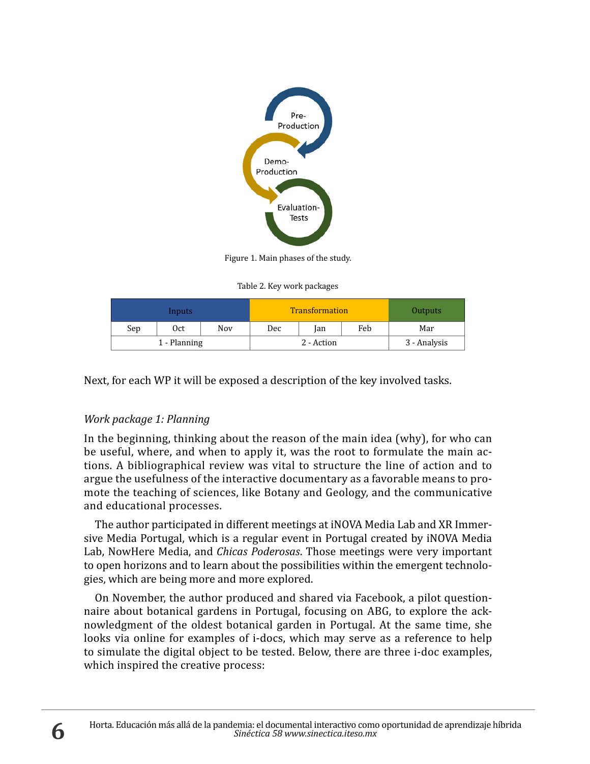Figure 1. Main phases of the study.

Table 2. Key work packages

| Inputs | | | Transformation | | | Outputs |
|---|---|---|---|---|---|---|
| Sep | Oct | Nov | Dec | Jan | Feb | Mar |
| 1 - Planning | | | 2 - Action | | | 3 - Analysis |

Next, for each WP it will be exposed a description of the key involved tasks.

*Work package 1: Planning*

In the beginning, thinking about the reason of the main idea (why), for who can be useful, where, and when to apply it, was the root to formulate the main actions. A bibliographical review was vital to structure the line of action and to argue the usefulness of the interactive documentary as a favorable means to promote the teaching of sciences, like Botany and Geology, and the communicative and educational processes.

The author participated in different meetings at iNOVA Media Lab and XR Immersive Media Portugal, which is a regular event in Portugal created by iNOVA Media Lab, NowHere Media, and *Chicas Poderosas*. Those meetings were very important to open horizons and to learn about the possibilities within the emergent technologies, which are being more and more explored.

On November, the author produced and shared via Facebook, a pilot questionnaire about botanical gardens in Portugal, focusing on ABG, to explore the acknowledgment of the oldest botanical garden in Portugal. At the same time, she looks via online for examples of i-docs, which may serve as a reference to help to simulate the digital object to be tested. Below, there are three i-doc examples, which inspired the creative process: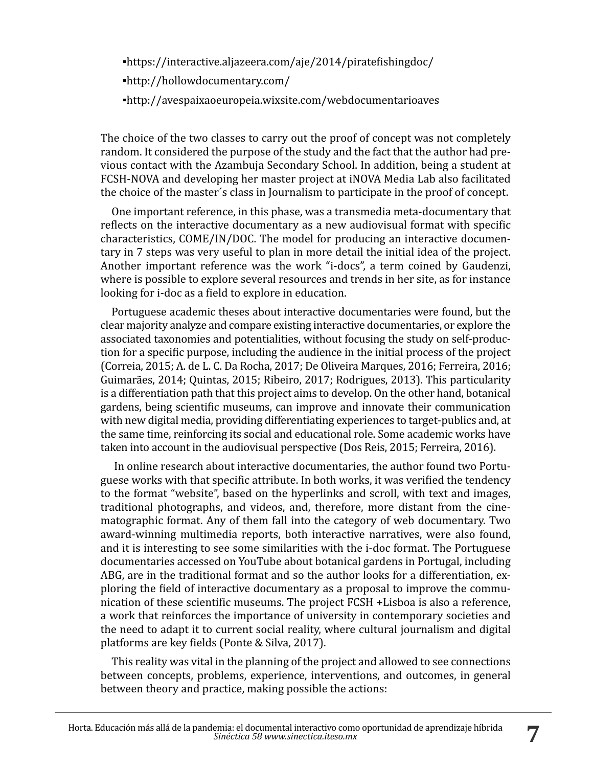- https://interactive.aljazeera.com/aje/2014/piratefishingdoc/
- http://hollowdocumentary.com/
- http://avespaixaoeuropeia.wixsite.com/webdocumentarioaves

The choice of the two classes to carry out the proof of concept was not completely random. It considered the purpose of the study and the fact that the author had previous contact with the Azambuja Secondary School. In addition, being a student at FCSH-NOVA and developing her master project at iNOVA Media Lab also facilitated the choice of the master´s class in Journalism to participate in the proof of concept.

One important reference, in this phase, was a transmedia meta-documentary that reflects on the interactive documentary as a new audiovisual format with specific characteristics, COME/IN/DOC. The model for producing an interactive documentary in 7 steps was very useful to plan in more detail the initial idea of the project. Another important reference was the work "i-docs", a term coined by Gaudenzi, where is possible to explore several resources and trends in her site, as for instance looking for i-doc as a field to explore in education.

Portuguese academic theses about interactive documentaries were found, but the clear majority analyze and compare existing interactive documentaries, or explore the associated taxonomies and potentialities, without focusing the study on self-production for a specific purpose, including the audience in the initial process of the project (Correia, 2015; A. de L. C. Da Rocha, 2017; De Oliveira Marques, 2016; Ferreira, 2016; Guimarães, 2014; Quintas, 2015; Ribeiro, 2017; Rodrigues, 2013). This particularity is a differentiation path that this project aims to develop. On the other hand, botanical gardens, being scientific museums, can improve and innovate their communication with new digital media, providing differentiating experiences to target-publics and, at the same time, reinforcing its social and educational role. Some academic works have taken into account in the audiovisual perspective (Dos Reis, 2015; Ferreira, 2016).

In online research about interactive documentaries, the author found two Portuguese works with that specific attribute. In both works, it was verified the tendency to the format "website", based on the hyperlinks and scroll, with text and images, traditional photographs, and videos, and, therefore, more distant from the cinematographic format. Any of them fall into the category of web documentary. Two award-winning multimedia reports, both interactive narratives, were also found, and it is interesting to see some similarities with the i-doc format. The Portuguese documentaries accessed on YouTube about botanical gardens in Portugal, including ABG, are in the traditional format and so the author looks for a differentiation, exploring the field of interactive documentary as a proposal to improve the communication of these scientific museums. The project FCSH +Lisboa is also a reference, a work that reinforces the importance of university in contemporary societies and the need to adapt it to current social reality, where cultural journalism and digital platforms are key fields (Ponte & Silva, 2017).

This reality was vital in the planning of the project and allowed to see connections between concepts, problems, experience, interventions, and outcomes, in general between theory and practice, making possible the actions: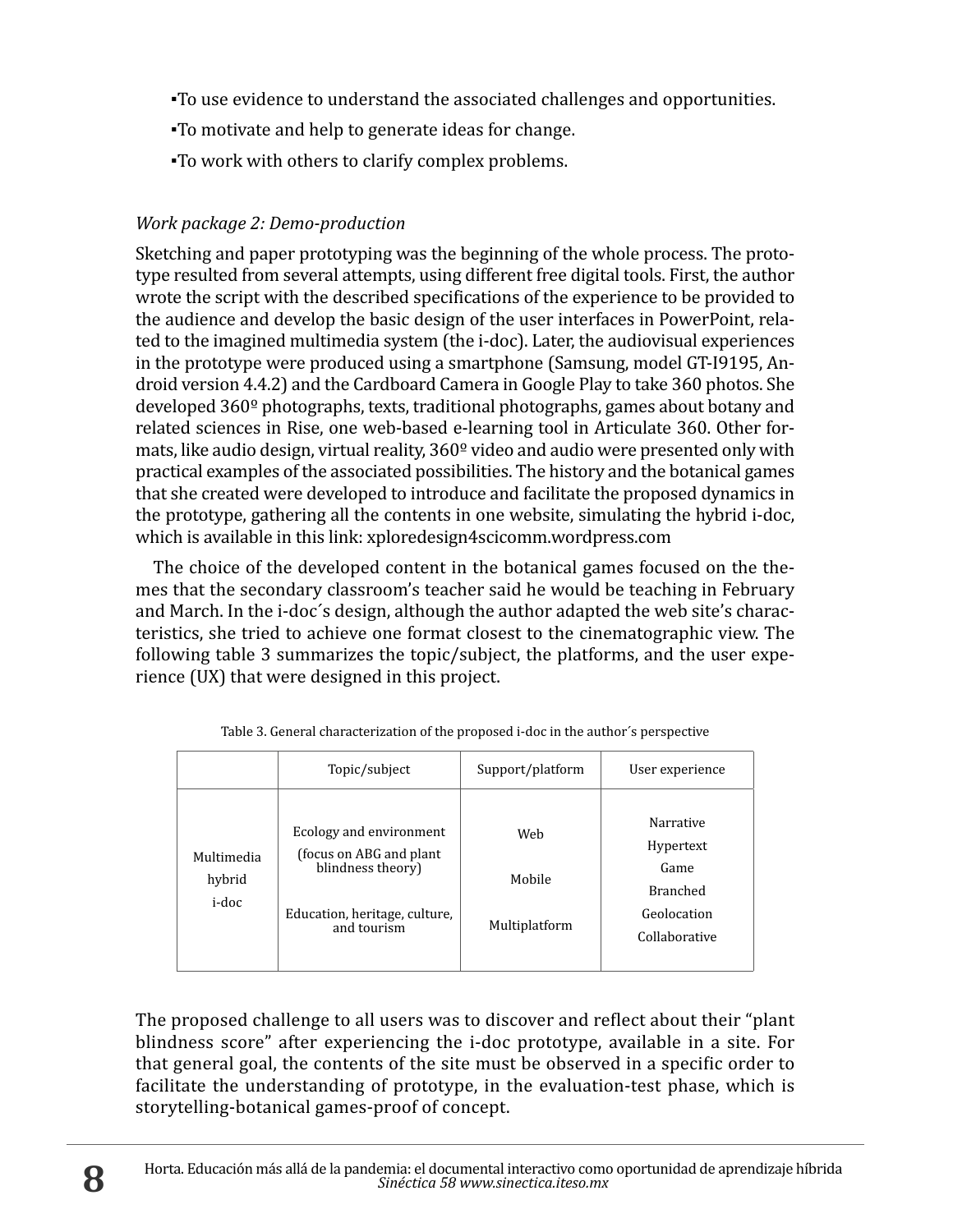- To use evidence to understand the associated challenges and opportunities.
- To motivate and help to generate ideas for change.
- To work with others to clarify complex problems.

*Work package 2: Demo-production*

Sketching and paper prototyping was the beginning of the whole process. The prototype resulted from several attempts, using different free digital tools. First, the author wrote the script with the described specifications of the experience to be provided to the audience and develop the basic design of the user interfaces in PowerPoint, related to the imagined multimedia system (the i-doc). Later, the audiovisual experiences in the prototype were produced using a smartphone (Samsung, model GT-I9195, Android version 4.4.2) and the Cardboard Camera in Google Play to take 360 photos. She developed 360º photographs, texts, traditional photographs, games about botany and related sciences in Rise, one web-based e-learning tool in Articulate 360. Other formats, like audio design, virtual reality, 360º video and audio were presented only with practical examples of the associated possibilities. The history and the botanical games that she created were developed to introduce and facilitate the proposed dynamics in the prototype, gathering all the contents in one website, simulating the hybrid i-doc, which is available in this link: xploredesign4scicomm.wordpress.com

The choice of the developed content in the botanical games focused on the themes that the secondary classroom's teacher said he would be teaching in February and March. In the i-doc´s design, although the author adapted the web site's characteristics, she tried to achieve one format closest to the cinematographic view. The following table 3 summarizes the topic/subject, the platforms, and the user experience (UX) that were designed in this project.

Table 3. General characterization of the proposed i-doc in the author´s perspective

| | Topic/subject | Support/platform | User experience |
|---|---|---|---|
| Multimedia hybrid i-doc | Ecology and environment (focus on ABG and plant blindness theory)<br>Education, heritage, culture, and tourism | Web<br>Mobile<br>Multiplatform | Narrative<br>Hypertext<br>Game<br>Branched<br>Geolocation<br>Collaborative |

The proposed challenge to all users was to discover and reflect about their "plant blindness score" after experiencing the i-doc prototype, available in a site. For that general goal, the contents of the site must be observed in a specific order to facilitate the understanding of prototype, in the evaluation-test phase, which is storytelling-botanical games-proof of concept.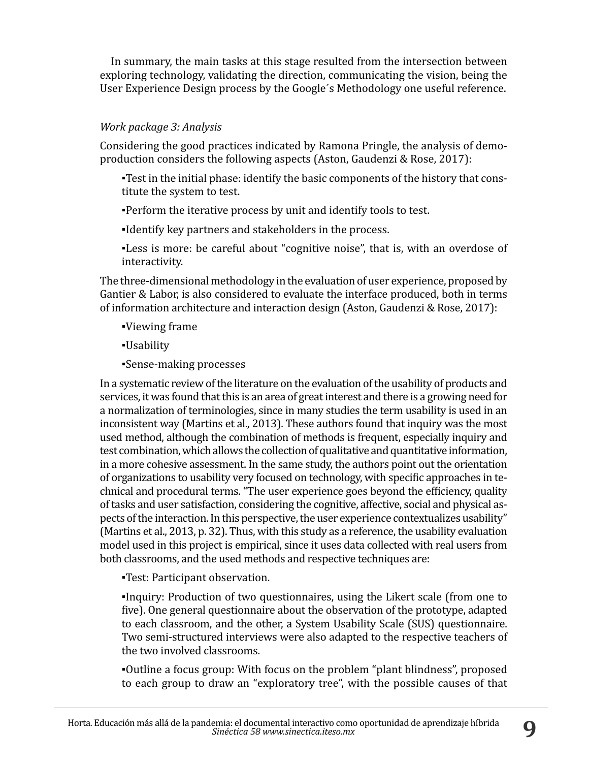In summary, the main tasks at this stage resulted from the intersection between exploring technology, validating the direction, communicating the vision, being the User Experience Design process by the Google´s Methodology one useful reference.

*Work package 3: Analysis*

Considering the good practices indicated by Ramona Pringle, the analysis of demo-production considers the following aspects (Aston, Gaudenzi & Rose, 2017):

▪Test in the initial phase: identify the basic components of the history that constitute the system to test.

▪Perform the iterative process by unit and identify tools to test.

▪Identify key partners and stakeholders in the process.

▪Less is more: be careful about "cognitive noise", that is, with an overdose of interactivity.

The three-dimensional methodology in the evaluation of user experience, proposed by Gantier & Labor, is also considered to evaluate the interface produced, both in terms of information architecture and interaction design (Aston, Gaudenzi & Rose, 2017):

▪Viewing frame

▪Usability

▪Sense-making processes

In a systematic review of the literature on the evaluation of the usability of products and services, it was found that this is an area of great interest and there is a growing need for a normalization of terminologies, since in many studies the term usability is used in an inconsistent way (Martins et al., 2013). These authors found that inquiry was the most used method, although the combination of methods is frequent, especially inquiry and test combination, which allows the collection of qualitative and quantitative information, in a more cohesive assessment. In the same study, the authors point out the orientation of organizations to usability very focused on technology, with specific approaches in technical and procedural terms. "The user experience goes beyond the efficiency, quality of tasks and user satisfaction, considering the cognitive, affective, social and physical aspects of the interaction. In this perspective, the user experience contextualizes usability" (Martins et al., 2013, p. 32). Thus, with this study as a reference, the usability evaluation model used in this project is empirical, since it uses data collected with real users from both classrooms, and the used methods and respective techniques are:

▪Test: Participant observation.

▪Inquiry: Production of two questionnaires, using the Likert scale (from one to five). One general questionnaire about the observation of the prototype, adapted to each classroom, and the other, a System Usability Scale (SUS) questionnaire. Two semi-structured interviews were also adapted to the respective teachers of the two involved classrooms.

▪Outline a focus group: With focus on the problem "plant blindness", proposed to each group to draw an "exploratory tree", with the possible causes of that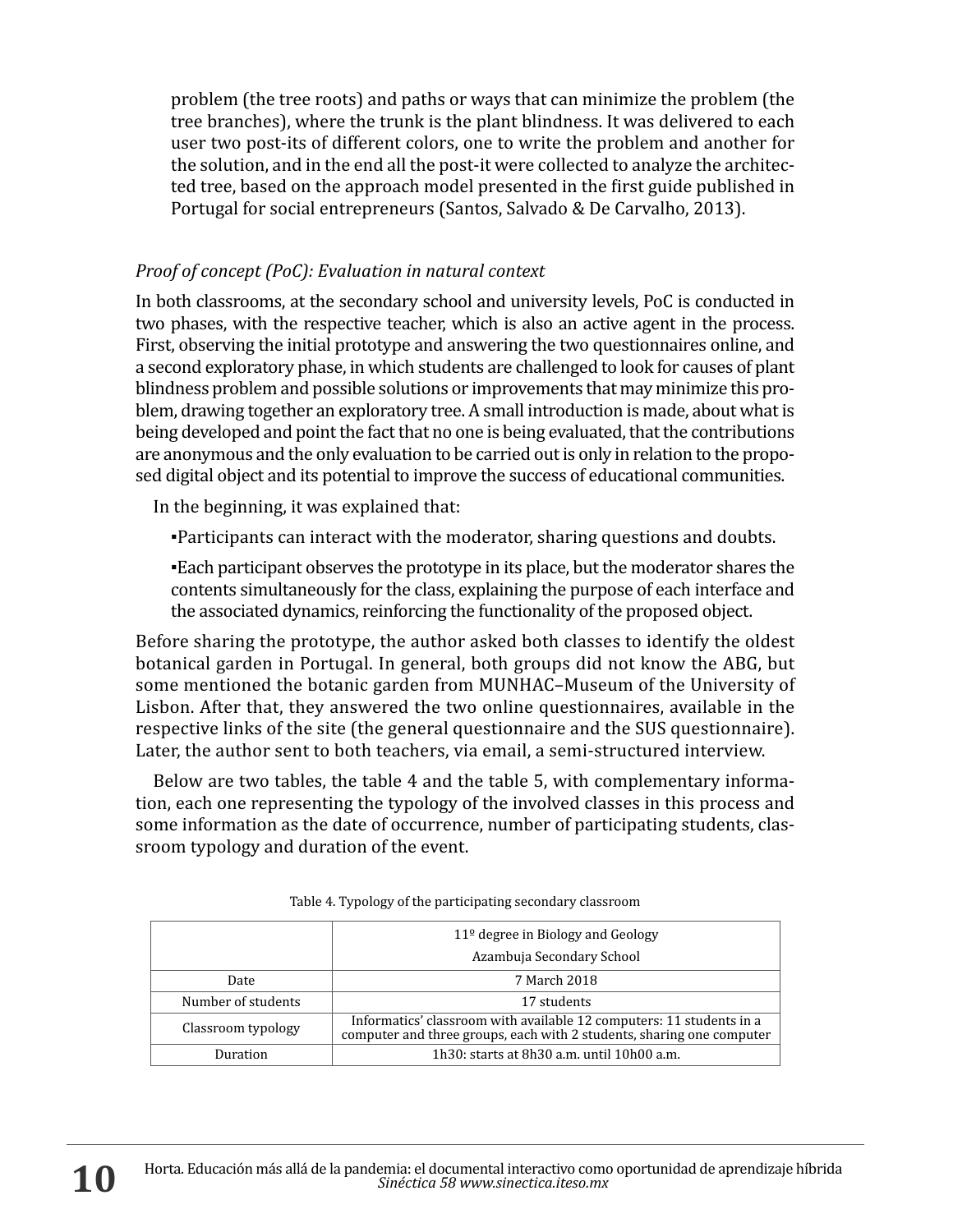problem (the tree roots) and paths or ways that can minimize the problem (the tree branches), where the trunk is the plant blindness. It was delivered to each user two post-its of different colors, one to write the problem and another for the solution, and in the end all the post-it were collected to analyze the architected tree, based on the approach model presented in the first guide published in Portugal for social entrepreneurs (Santos, Salvado & De Carvalho, 2013).

*Proof of concept (PoC): Evaluation in natural context*

In both classrooms, at the secondary school and university levels, PoC is conducted in two phases, with the respective teacher, which is also an active agent in the process. First, observing the initial prototype and answering the two questionnaires online, and a second exploratory phase, in which students are challenged to look for causes of plant blindness problem and possible solutions or improvements that may minimize this problem, drawing together an exploratory tree. A small introduction is made, about what is being developed and point the fact that no one is being evaluated, that the contributions are anonymous and the only evaluation to be carried out is only in relation to the proposed digital object and its potential to improve the success of educational communities.

In the beginning, it was explained that:

- Participants can interact with the moderator, sharing questions and doubts.
- Each participant observes the prototype in its place, but the moderator shares the contents simultaneously for the class, explaining the purpose of each interface and the associated dynamics, reinforcing the functionality of the proposed object.

Before sharing the prototype, the author asked both classes to identify the oldest botanical garden in Portugal. In general, both groups did not know the ABG, but some mentioned the botanic garden from MUNHAC–Museum of the University of Lisbon. After that, they answered the two online questionnaires, available in the respective links of the site (the general questionnaire and the SUS questionnaire). Later, the author sent to both teachers, via email, a semi-structured interview.

Below are two tables, the table 4 and the table 5, with complementary information, each one representing the typology of the involved classes in this process and some information as the date of occurrence, number of participating students, classroom typology and duration of the event.

Table 4. Typology of the participating secondary classroom

| | 11º degree in Biology and Geology<br>Azambuja Secondary School |
|---|---|
| Date | 7 March 2018 |
| Number of students | 17 students |
| Classroom typology | Informatics' classroom with available 12 computers: 11 students in a computer and three groups, each with 2 students, sharing one computer |
| Duration | 1h30: starts at 8h30 a.m. until 10h00 a.m. |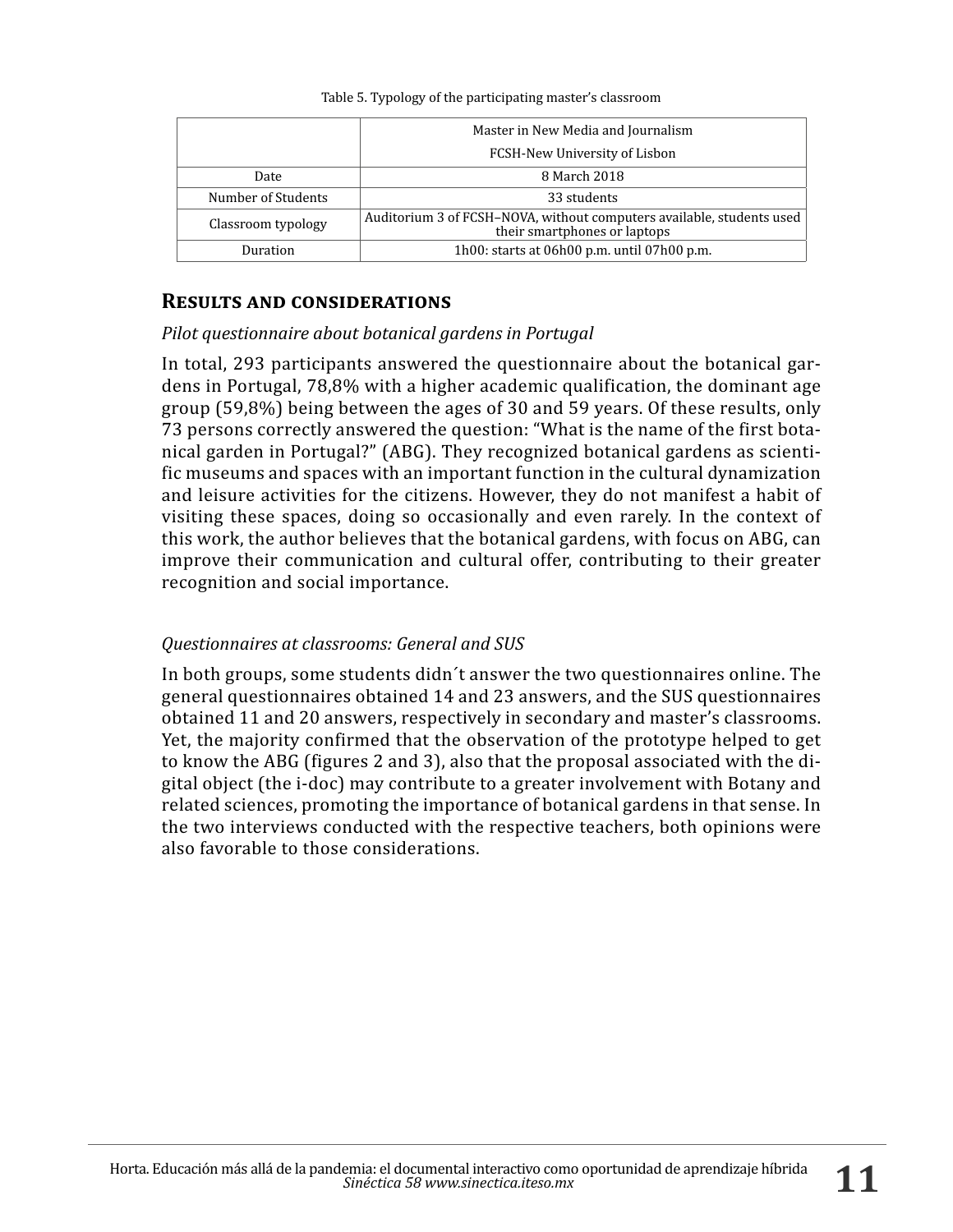Table 5. Typology of the participating master's classroom

| | Master in New Media and Journalism<br>FCSH-New University of Lisbon |
|---|---|
| Date | 8 March 2018 |
| Number of Students | 33 students |
| Classroom typology | Auditorium 3 of FCSH–NOVA, without computers available, students used their smartphones or laptops |
| Duration | 1h00: starts at 06h00 p.m. until 07h00 p.m. |

## Results and considerations

*Pilot questionnaire about botanical gardens in Portugal*

In total, 293 participants answered the questionnaire about the botanical gardens in Portugal, 78,8% with a higher academic qualification, the dominant age group (59,8%) being between the ages of 30 and 59 years. Of these results, only 73 persons correctly answered the question: "What is the name of the first botanical garden in Portugal?" (ABG). They recognized botanical gardens as scientific museums and spaces with an important function in the cultural dynamization and leisure activities for the citizens. However, they do not manifest a habit of visiting these spaces, doing so occasionally and even rarely. In the context of this work, the author believes that the botanical gardens, with focus on ABG, can improve their communication and cultural offer, contributing to their greater recognition and social importance.

*Questionnaires at classrooms: General and SUS*

In both groups, some students didn´t answer the two questionnaires online. The general questionnaires obtained 14 and 23 answers, and the SUS questionnaires obtained 11 and 20 answers, respectively in secondary and master's classrooms. Yet, the majority confirmed that the observation of the prototype helped to get to know the ABG (figures 2 and 3), also that the proposal associated with the digital object (the i-doc) may contribute to a greater involvement with Botany and related sciences, promoting the importance of botanical gardens in that sense. In the two interviews conducted with the respective teachers, both opinions were also favorable to those considerations.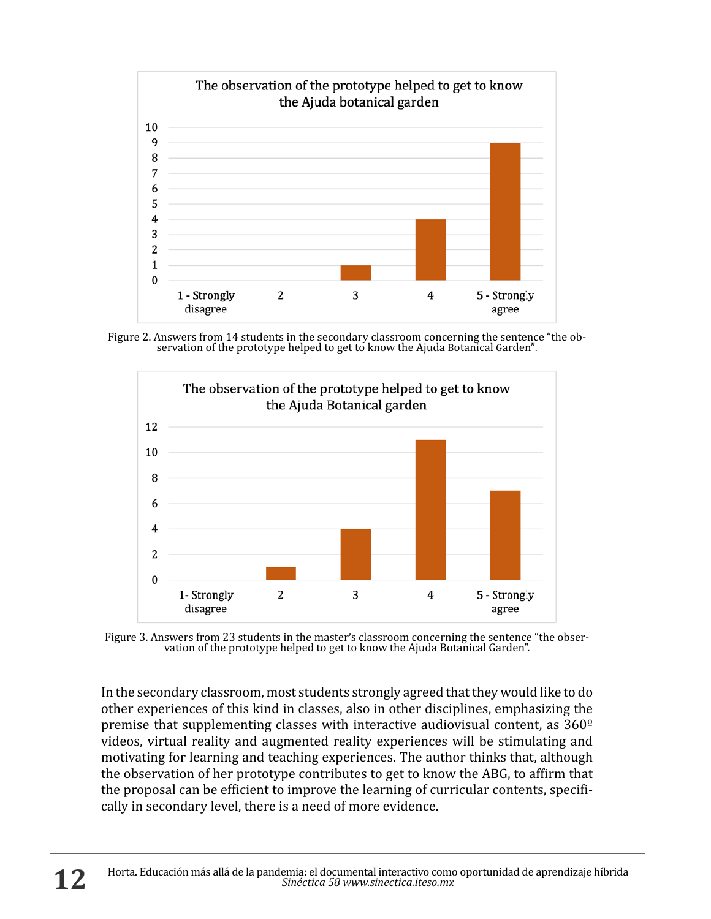Figure 2. Answers from 14 students in the secondary classroom concerning the sentence "the observation of the prototype helped to get to know the Ajuda Botanical Garden".

Figure 3. Answers from 23 students in the master's classroom concerning the sentence "the observation of the prototype helped to get to know the Ajuda Botanical Garden".

In the secondary classroom, most students strongly agreed that they would like to do other experiences of this kind in classes, also in other disciplines, emphasizing the premise that supplementing classes with interactive audiovisual content, as 360º videos, virtual reality and augmented reality experiences will be stimulating and motivating for learning and teaching experiences. The author thinks that, although the observation of her prototype contributes to get to know the ABG, to affirm that the proposal can be efficient to improve the learning of curricular contents, specifically in secondary level, there is a need of more evidence.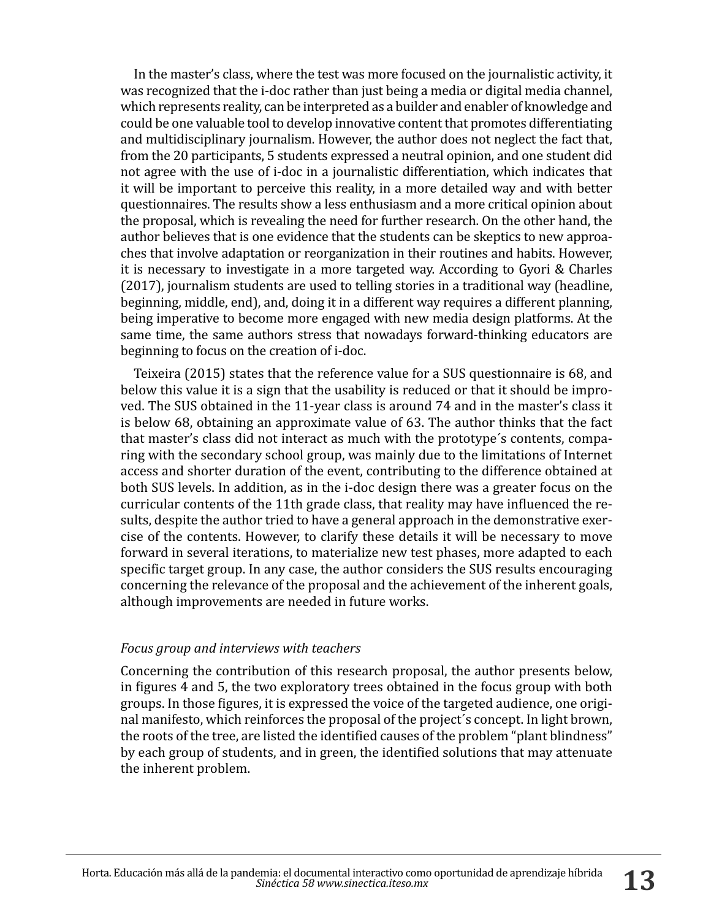In the master's class, where the test was more focused on the journalistic activity, it was recognized that the i-doc rather than just being a media or digital media channel, which represents reality, can be interpreted as a builder and enabler of knowledge and could be one valuable tool to develop innovative content that promotes differentiating and multidisciplinary journalism. However, the author does not neglect the fact that, from the 20 participants, 5 students expressed a neutral opinion, and one student did not agree with the use of i-doc in a journalistic differentiation, which indicates that it will be important to perceive this reality, in a more detailed way and with better questionnaires. The results show a less enthusiasm and a more critical opinion about the proposal, which is revealing the need for further research. On the other hand, the author believes that is one evidence that the students can be skeptics to new approaches that involve adaptation or reorganization in their routines and habits. However, it is necessary to investigate in a more targeted way. According to Gyori & Charles (2017), journalism students are used to telling stories in a traditional way (headline, beginning, middle, end), and, doing it in a different way requires a different planning, being imperative to become more engaged with new media design platforms. At the same time, the same authors stress that nowadays forward-thinking educators are beginning to focus on the creation of i-doc.

Teixeira (2015) states that the reference value for a SUS questionnaire is 68, and below this value it is a sign that the usability is reduced or that it should be improved. The SUS obtained in the 11-year class is around 74 and in the master's class it is below 68, obtaining an approximate value of 63. The author thinks that the fact that master's class did not interact as much with the prototype´s contents, comparing with the secondary school group, was mainly due to the limitations of Internet access and shorter duration of the event, contributing to the difference obtained at both SUS levels. In addition, as in the i-doc design there was a greater focus on the curricular contents of the 11th grade class, that reality may have influenced the results, despite the author tried to have a general approach in the demonstrative exercise of the contents. However, to clarify these details it will be necessary to move forward in several iterations, to materialize new test phases, more adapted to each specific target group. In any case, the author considers the SUS results encouraging concerning the relevance of the proposal and the achievement of the inherent goals, although improvements are needed in future works.

*Focus group and interviews with teachers*

Concerning the contribution of this research proposal, the author presents below, in figures 4 and 5, the two exploratory trees obtained in the focus group with both groups. In those figures, it is expressed the voice of the targeted audience, one original manifesto, which reinforces the proposal of the project´s concept. In light brown, the roots of the tree, are listed the identified causes of the problem "plant blindness" by each group of students, and in green, the identified solutions that may attenuate the inherent problem.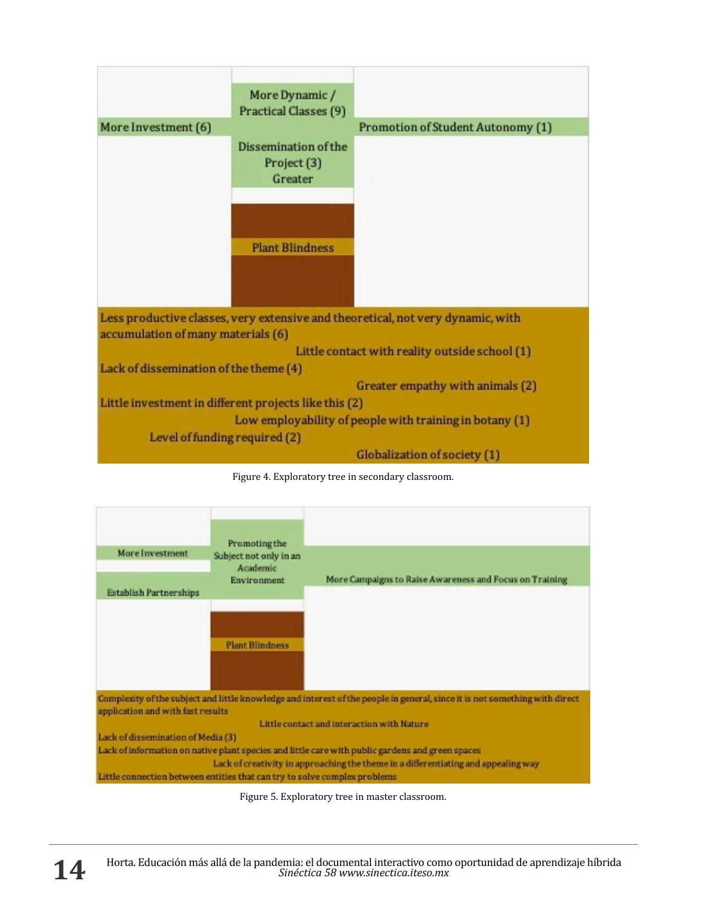More Dynamic / Practical Classes (9)

More Investment (6)

Promotion of Student Autonomy (1)

Dissemination of the Project (3)

Greater

Plant Blindness

Less productive classes, very extensive and theoretical, not very dynamic, with accumulation of many materials (6)

Little contact with reality outside school (1)

Lack of dissemination of the theme (4)

Greater empathy with animals (2)

Little investment in different projects like this (2)

Low employability of people with training in botany (1)

Level of funding required (2)

Globalization of society (1)

Figure 4. Exploratory tree in secondary classroom.

More Investment

Promoting the Subject not only in an Academic Environment

More Campaigns to Raise Awareness and Focus on Training

Establish Partnerships

Plant Blindness

Complexity of the subject and little knowledge and interest of the people in general, since it is not something with direct application and with fast results

Little contact and interaction with Nature

Lack of dissemination of Media (3)

Lack of information on native plant species and little care with public gardens and green spaces

Lack of creativity in approaching the theme in a differentiating and appealing way

Little connection between entities that can try to solve complex problems

Figure 5. Exploratory tree in master classroom.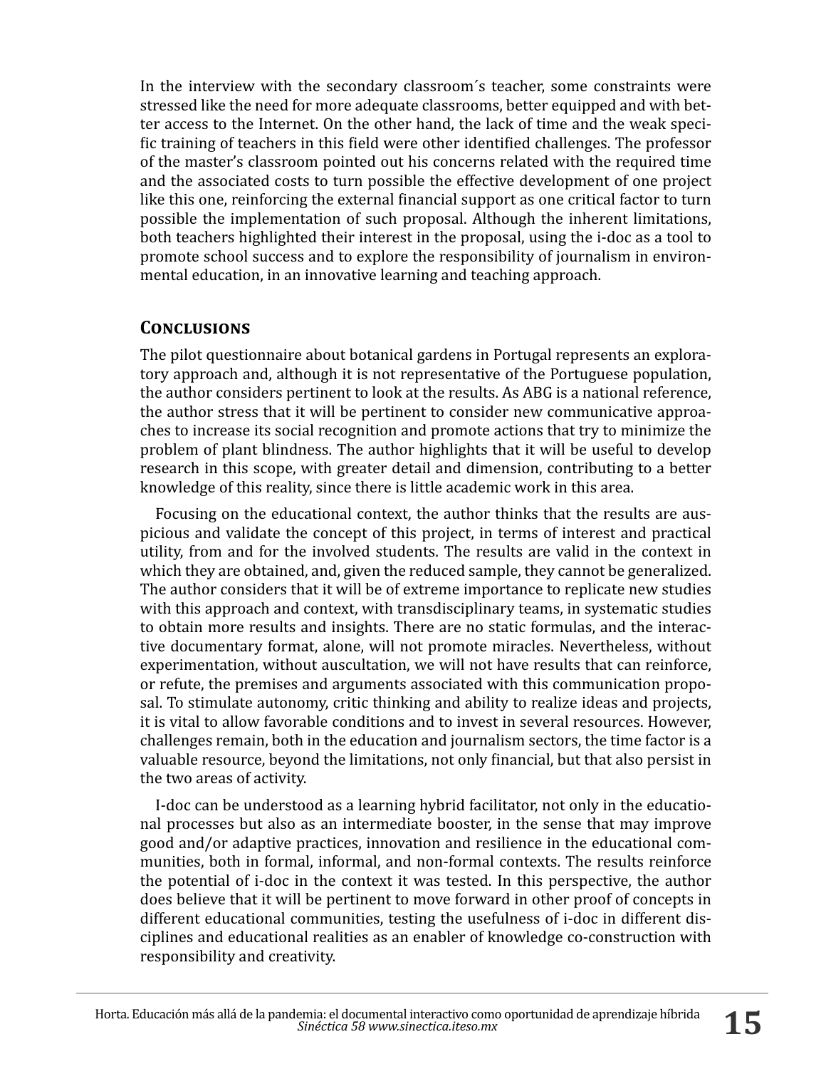In the interview with the secondary classroom´s teacher, some constraints were stressed like the need for more adequate classrooms, better equipped and with better access to the Internet. On the other hand, the lack of time and the weak specific training of teachers in this field were other identified challenges. The professor of the master's classroom pointed out his concerns related with the required time and the associated costs to turn possible the effective development of one project like this one, reinforcing the external financial support as one critical factor to turn possible the implementation of such proposal. Although the inherent limitations, both teachers highlighted their interest in the proposal, using the i-doc as a tool to promote school success and to explore the responsibility of journalism in environmental education, in an innovative learning and teaching approach.

## Conclusions

The pilot questionnaire about botanical gardens in Portugal represents an exploratory approach and, although it is not representative of the Portuguese population, the author considers pertinent to look at the results. As ABG is a national reference, the author stress that it will be pertinent to consider new communicative approaches to increase its social recognition and promote actions that try to minimize the problem of plant blindness. The author highlights that it will be useful to develop research in this scope, with greater detail and dimension, contributing to a better knowledge of this reality, since there is little academic work in this area.

Focusing on the educational context, the author thinks that the results are auspicious and validate the concept of this project, in terms of interest and practical utility, from and for the involved students. The results are valid in the context in which they are obtained, and, given the reduced sample, they cannot be generalized. The author considers that it will be of extreme importance to replicate new studies with this approach and context, with transdisciplinary teams, in systematic studies to obtain more results and insights. There are no static formulas, and the interactive documentary format, alone, will not promote miracles. Nevertheless, without experimentation, without auscultation, we will not have results that can reinforce, or refute, the premises and arguments associated with this communication proposal. To stimulate autonomy, critic thinking and ability to realize ideas and projects, it is vital to allow favorable conditions and to invest in several resources. However, challenges remain, both in the education and journalism sectors, the time factor is a valuable resource, beyond the limitations, not only financial, but that also persist in the two areas of activity.

I-doc can be understood as a learning hybrid facilitator, not only in the educational processes but also as an intermediate booster, in the sense that may improve good and/or adaptive practices, innovation and resilience in the educational communities, both in formal, informal, and non-formal contexts. The results reinforce the potential of i-doc in the context it was tested. In this perspective, the author does believe that it will be pertinent to move forward in other proof of concepts in different educational communities, testing the usefulness of i-doc in different disciplines and educational realities as an enabler of knowledge co-construction with responsibility and creativity.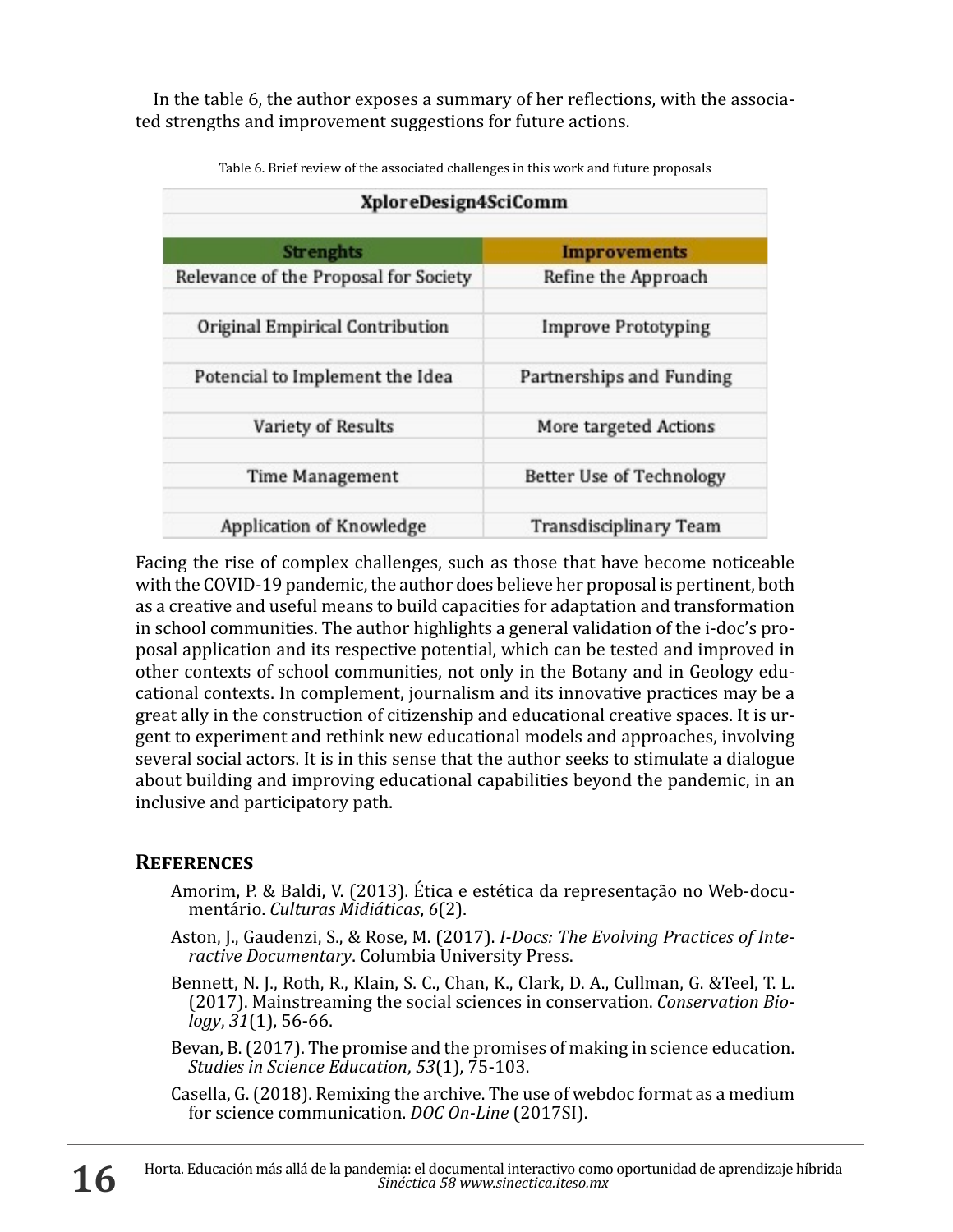In the table 6, the author exposes a summary of her reflections, with the associated strengths and improvement suggestions for future actions.

Table 6. Brief review of the associated challenges in this work and future proposals

| XploreDesign4SciComm | |
|---|---|
| **Strenghts** | **Improvements** |
| Relevance of the Proposal for Society | Refine the Approach |
| Original Empirical Contribution | Improve Prototyping |
| Potencial to Implement the Idea | Partnerships and Funding |
| Variety of Results | More targeted Actions |
| Time Management | Better Use of Technology |
| Application of Knowledge | Transdisciplinary Team |

Facing the rise of complex challenges, such as those that have become noticeable with the COVID-19 pandemic, the author does believe her proposal is pertinent, both as a creative and useful means to build capacities for adaptation and transformation in school communities. The author highlights a general validation of the i-doc's proposal application and its respective potential, which can be tested and improved in other contexts of school communities, not only in the Botany and in Geology educational contexts. In complement, journalism and its innovative practices may be a great ally in the construction of citizenship and educational creative spaces. It is urgent to experiment and rethink new educational models and approaches, involving several social actors. It is in this sense that the author seeks to stimulate a dialogue about building and improving educational capabilities beyond the pandemic, in an inclusive and participatory path.

## References

Amorim, P. & Baldi, V. (2013). Ética e estética da representação no Web-documentário. *Culturas Midiáticas*, *6*(2).

Aston, J., Gaudenzi, S., & Rose, M. (2017). *I-Docs: The Evolving Practices of Interactive Documentary*. Columbia University Press.

Bennett, N. J., Roth, R., Klain, S. C., Chan, K., Clark, D. A., Cullman, G. &Teel, T. L. (2017). Mainstreaming the social sciences in conservation. *Conservation Biology*, *31*(1), 56-66.

Bevan, B. (2017). The promise and the promises of making in science education. *Studies in Science Education*, *53*(1), 75-103.

Casella, G. (2018). Remixing the archive. The use of webdoc format as a medium for science communication. *DOC On-Line* (2017SI).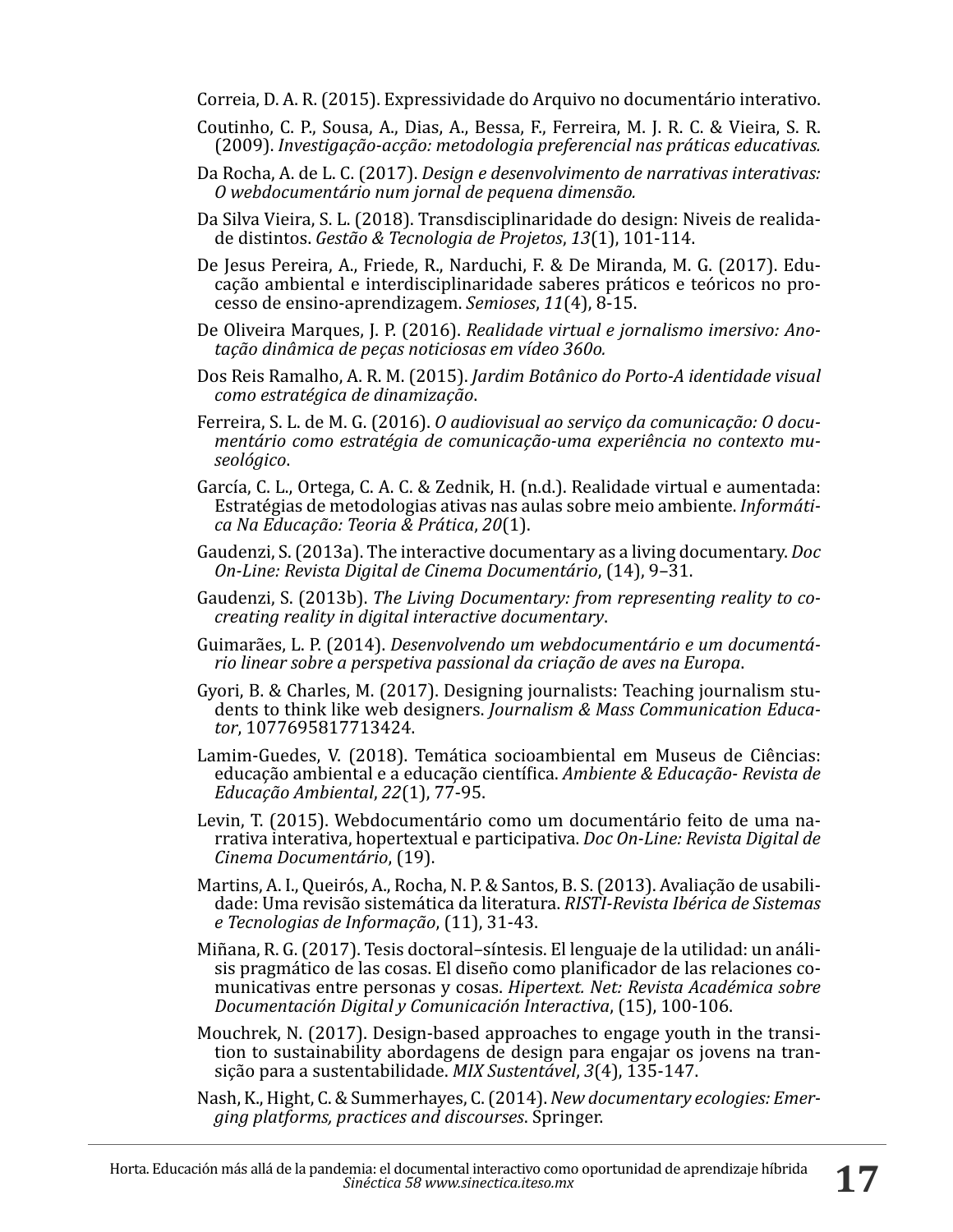Correia, D. A. R. (2015). Expressividade do Arquivo no documentário interativo.

Coutinho, C. P., Sousa, A., Dias, A., Bessa, F., Ferreira, M. J. R. C. & Vieira, S. R. (2009). *Investigação-acção: metodologia preferencial nas práticas educativas.*

Da Rocha, A. de L. C. (2017). *Design e desenvolvimento de narrativas interativas: O webdocumentário num jornal de pequena dimensão.*

Da Silva Vieira, S. L. (2018). Transdisciplinaridade do design: Niveis de realidade distintos. *Gestão & Tecnologia de Projetos*, *13*(1), 101-114.

De Jesus Pereira, A., Friede, R., Narduchi, F. & De Miranda, M. G. (2017). Educação ambiental e interdisciplinaridade saberes práticos e teóricos no processo de ensino-aprendizagem. *Semioses*, *11*(4), 8-15.

De Oliveira Marques, J. P. (2016). *Realidade virtual e jornalismo imersivo: Anotação dinâmica de peças noticiosas em vídeo 360o.*

Dos Reis Ramalho, A. R. M. (2015). *Jardim Botânico do Porto-A identidade visual como estratégica de dinamização*.

Ferreira, S. L. de M. G. (2016). *O audiovisual ao serviço da comunicação: O documentário como estratégia de comunicação-uma experiência no contexto museológico*.

García, C. L., Ortega, C. A. C. & Zednik, H. (n.d.). Realidade virtual e aumentada: Estratégias de metodologias ativas nas aulas sobre meio ambiente. *Informática Na Educação: Teoria & Prática*, *20*(1).

Gaudenzi, S. (2013a). The interactive documentary as a living documentary. *Doc On-Line: Revista Digital de Cinema Documentário*, (14), 9–31.

Gaudenzi, S. (2013b). *The Living Documentary: from representing reality to co-creating reality in digital interactive documentary*.

Guimarães, L. P. (2014). *Desenvolvendo um webdocumentário e um documentário linear sobre a perspetiva passional da criação de aves na Europa*.

Gyori, B. & Charles, M. (2017). Designing journalists: Teaching journalism students to think like web designers. *Journalism & Mass Communication Educator*, 1077695817713424.

Lamim-Guedes, V. (2018). Temática socioambiental em Museus de Ciências: educação ambiental e a educação científica. *Ambiente & Educação- Revista de Educação Ambiental*, *22*(1), 77-95.

Levin, T. (2015). Webdocumentário como um documentário feito de uma narrativa interativa, hipertextual e participativa. *Doc On-Line: Revista Digital de Cinema Documentário*, (19).

Martins, A. I., Queirós, A., Rocha, N. P. & Santos, B. S. (2013). Avaliação de usabilidade: Uma revisão sistemática da literatura. *RISTI-Revista Ibérica de Sistemas e Tecnologias de Informação*, (11), 31-43.

Miñana, R. G. (2017). Tesis doctoral–síntesis. El lenguaje de la utilidad: un análisis pragmático de las cosas. El diseño como planificador de las relaciones comunicativas entre personas y cosas. *Hipertext. Net: Revista Académica sobre Documentación Digital y Comunicación Interactiva*, (15), 100-106.

Mouchrek, N. (2017). Design-based approaches to engage youth in the transition to sustainability abordagens de design para engajar os jovens na transição para a sustentabilidade. *MIX Sustentável*, *3*(4), 135-147.

Nash, K., Hight, C. & Summerhayes, C. (2014). *New documentary ecologies: Emerging platforms, practices and discourses*. Springer.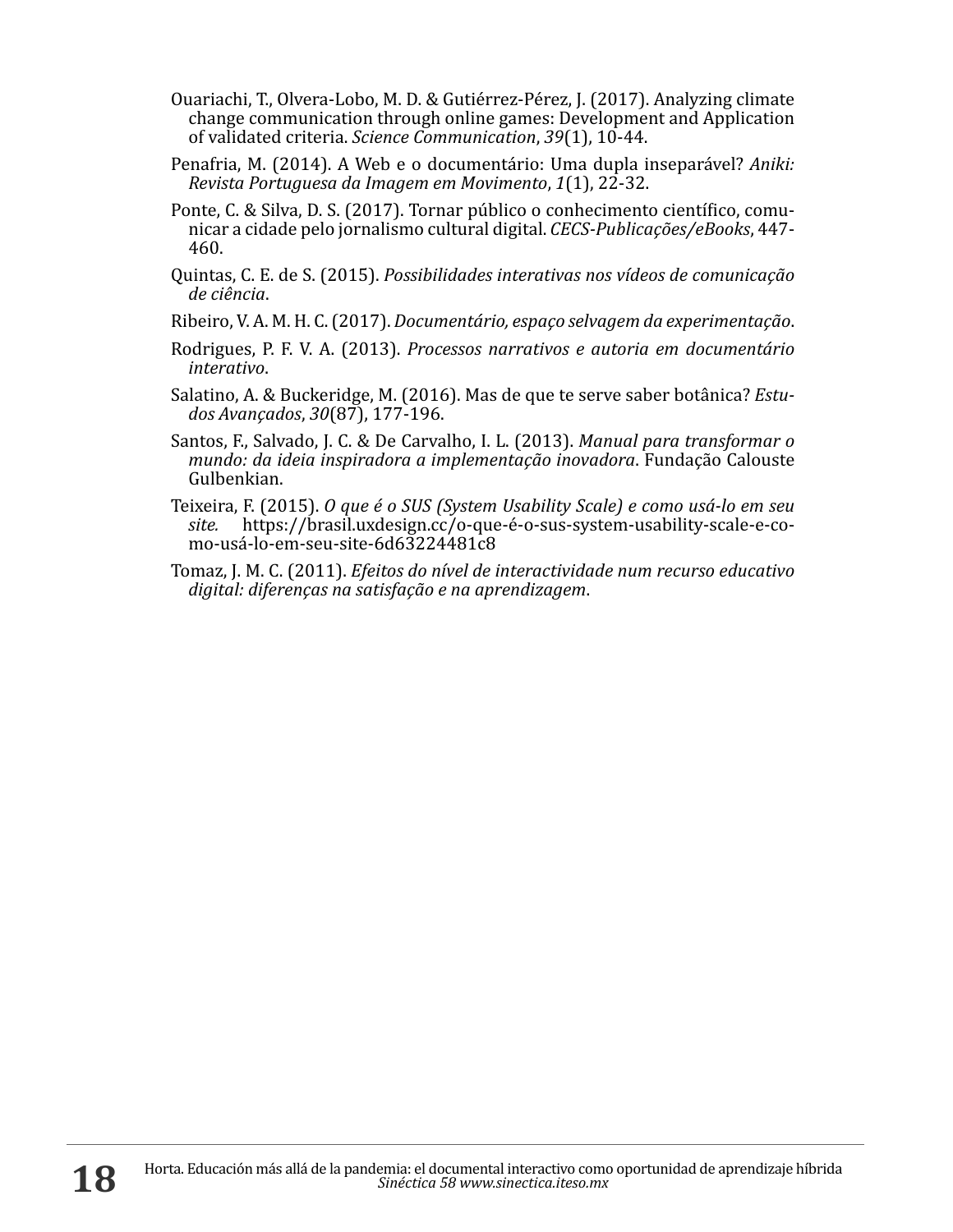Ouariachi, T., Olvera-Lobo, M. D. & Gutiérrez-Pérez, J. (2017). Analyzing climate change communication through online games: Development and Application of validated criteria. *Science Communication*, *39*(1), 10-44.

Penafria, M. (2014). A Web e o documentário: Uma dupla inseparável? *Aniki: Revista Portuguesa da Imagem em Movimento*, *1*(1), 22-32.

Ponte, C. & Silva, D. S. (2017). Tornar público o conhecimento científico, comunicar a cidade pelo jornalismo cultural digital. *CECS-Publicações/eBooks*, 447-460.

Quintas, C. E. de S. (2015). *Possibilidades interativas nos vídeos de comunicação de ciência*.

Ribeiro, V. A. M. H. C. (2017). *Documentário, espaço selvagem da experimentação*.

Rodrigues, P. F. V. A. (2013). *Processos narrativos e autoria em documentário interativo*.

Salatino, A. & Buckeridge, M. (2016). Mas de que te serve saber botânica? *Estudos Avançados*, *30*(87), 177-196.

Santos, F., Salvado, J. C. & De Carvalho, I. L. (2013). *Manual para transformar o mundo: da ideia inspiradora a implementação inovadora*. Fundação Calouste Gulbenkian.

Teixeira, F. (2015). *O que é o SUS (System Usability Scale) e como usá-lo em seu site.* https://brasil.uxdesign.cc/o-que-é-o-sus-system-usability-scale-e-como-usá-lo-em-seu-site-6d63224481c8

Tomaz, J. M. C. (2011). *Efeitos do nível de interactividade num recurso educativo digital: diferenças na satisfação e na aprendizagem*.